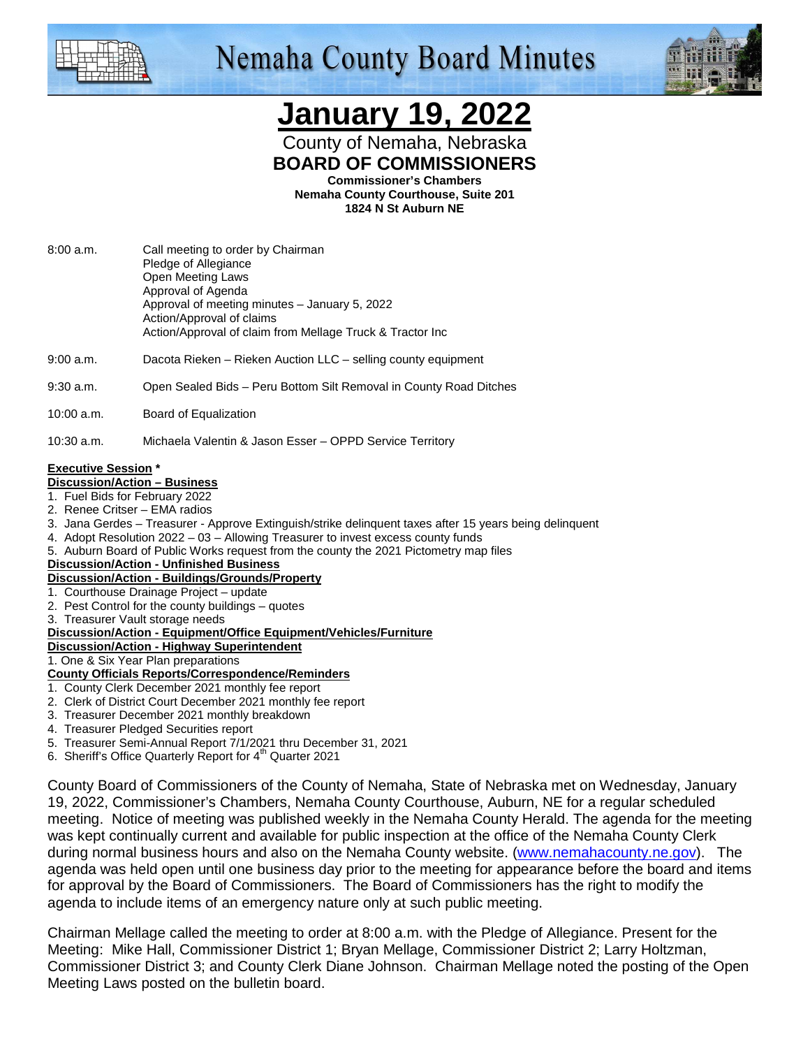# Nemaha County Board Minutes

# January 19, 2022

County of Nemaha, Nebraska
**BOARD OF COMMISSIONERS**
**Commissioner's Chambers**
**Nemaha County Courthouse, Suite 201**
**1824 N St Auburn NE**

8:00 a.m. Call meeting to order by Chairman
Pledge of Allegiance
Open Meeting Laws
Approval of Agenda
Approval of meeting minutes – January 5, 2022
Action/Approval of claims
Action/Approval of claim from Mellage Truck & Tractor Inc

9:00 a.m. Dacota Rieken – Rieken Auction LLC – selling county equipment

9:30 a.m. Open Sealed Bids – Peru Bottom Silt Removal in County Road Ditches

10:00 a.m. Board of Equalization

10:30 a.m. Michaela Valentin & Jason Esser – OPPD Service Territory

**Executive Session** *

**Discussion/Action – Business**

1. Fuel Bids for February 2022
2. Renee Critser – EMA radios
3. Jana Gerdes – Treasurer - Approve Extinguish/strike delinquent taxes after 15 years being delinquent
4. Adopt Resolution 2022 – 03 – Allowing Treasurer to invest excess county funds
5. Auburn Board of Public Works request from the county the 2021 Pictometry map files

**Discussion/Action - Unfinished Business**

**Discussion/Action - Buildings/Grounds/Property**

1. Courthouse Drainage Project – update
2. Pest Control for the county buildings – quotes
3. Treasurer Vault storage needs

**Discussion/Action - Equipment/Office Equipment/Vehicles/Furniture**

**Discussion/Action - Highway Superintendent**

1. One & Six Year Plan preparations

**County Officials Reports/Correspondence/Reminders**

1. County Clerk December 2021 monthly fee report
2. Clerk of District Court December 2021 monthly fee report
3. Treasurer December 2021 monthly breakdown
4. Treasurer Pledged Securities report
5. Treasurer Semi-Annual Report 7/1/2021 thru December 31, 2021
6. Sheriff's Office Quarterly Report for 4th Quarter 2021

County Board of Commissioners of the County of Nemaha, State of Nebraska met on Wednesday, January 19, 2022, Commissioner's Chambers, Nemaha County Courthouse, Auburn, NE for a regular scheduled meeting. Notice of meeting was published weekly in the Nemaha County Herald. The agenda for the meeting was kept continually current and available for public inspection at the office of the Nemaha County Clerk during normal business hours and also on the Nemaha County website. (www.nemahacounty.ne.gov). The agenda was held open until one business day prior to the meeting for appearance before the board and items for approval by the Board of Commissioners. The Board of Commissioners has the right to modify the agenda to include items of an emergency nature only at such public meeting.

Chairman Mellage called the meeting to order at 8:00 a.m. with the Pledge of Allegiance. Present for the Meeting: Mike Hall, Commissioner District 1; Bryan Mellage, Commissioner District 2; Larry Holtzman, Commissioner District 3; and County Clerk Diane Johnson. Chairman Mellage noted the posting of the Open Meeting Laws posted on the bulletin board.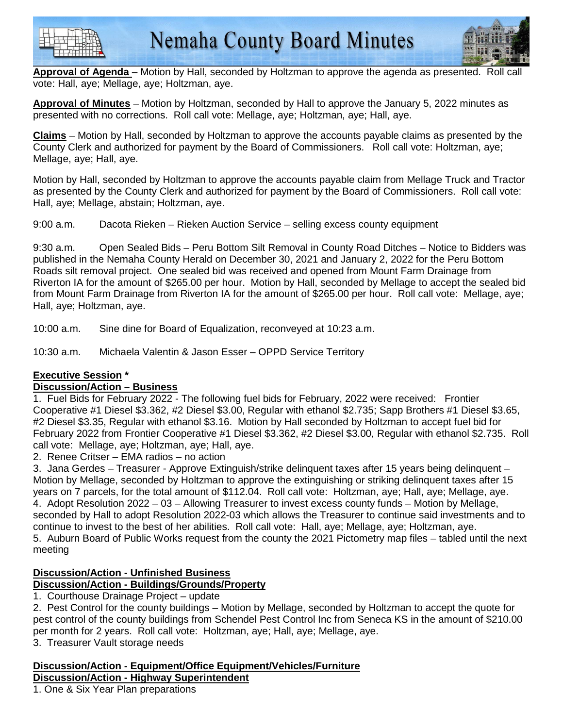**Approval of Agenda** – Motion by Hall, seconded by Holtzman to approve the agenda as presented. Roll call vote: Hall, aye; Mellage, aye; Holtzman, aye.

**Approval of Minutes** – Motion by Holtzman, seconded by Hall to approve the January 5, 2022 minutes as presented with no corrections. Roll call vote: Mellage, aye; Holtzman, aye; Hall, aye.

**Claims** – Motion by Hall, seconded by Holtzman to approve the accounts payable claims as presented by the County Clerk and authorized for payment by the Board of Commissioners. Roll call vote: Holtzman, aye; Mellage, aye; Hall, aye.

Motion by Hall, seconded by Holtzman to approve the accounts payable claim from Mellage Truck and Tractor as presented by the County Clerk and authorized for payment by the Board of Commissioners. Roll call vote: Hall, aye; Mellage, abstain; Holtzman, aye.

9:00 a.m. Dacota Rieken – Rieken Auction Service – selling excess county equipment

9:30 a.m. Open Sealed Bids – Peru Bottom Silt Removal in County Road Ditches – Notice to Bidders was published in the Nemaha County Herald on December 30, 2021 and January 2, 2022 for the Peru Bottom Roads silt removal project. One sealed bid was received and opened from Mount Farm Drainage from Riverton IA for the amount of $265.00 per hour. Motion by Hall, seconded by Mellage to accept the sealed bid from Mount Farm Drainage from Riverton IA for the amount of $265.00 per hour. Roll call vote: Mellage, aye; Hall, aye; Holtzman, aye.

10:00 a.m. Sine dine for Board of Equalization, reconveyed at 10:23 a.m.

10:30 a.m. Michaela Valentin & Jason Esser – OPPD Service Territory

**Executive Session ***

**Discussion/Action – Business**

1. Fuel Bids for February 2022 - The following fuel bids for February, 2022 were received: Frontier Cooperative #1 Diesel $3.362, #2 Diesel $3.00, Regular with ethanol $2.735; Sapp Brothers #1 Diesel $3.65, #2 Diesel $3.35, Regular with ethanol $3.16. Motion by Hall seconded by Holtzman to accept fuel bid for February 2022 from Frontier Cooperative #1 Diesel $3.362, #2 Diesel $3.00, Regular with ethanol $2.735. Roll call vote: Mellage, aye; Holtzman, aye; Hall, aye.
2. Renee Critser – EMA radios – no action
3. Jana Gerdes – Treasurer - Approve Extinguish/strike delinquent taxes after 15 years being delinquent – Motion by Mellage, seconded by Holtzman to approve the extinguishing or striking delinquent taxes after 15 years on 7 parcels, for the total amount of $112.04. Roll call vote: Holtzman, aye; Hall, aye; Mellage, aye.
4. Adopt Resolution 2022 – 03 – Allowing Treasurer to invest excess county funds – Motion by Mellage, seconded by Hall to adopt Resolution 2022-03 which allows the Treasurer to continue said investments and to continue to invest to the best of her abilities. Roll call vote: Hall, aye; Mellage, aye; Holtzman, aye.
5. Auburn Board of Public Works request from the county the 2021 Pictometry map files – tabled until the next meeting

**Discussion/Action - Unfinished Business**

**Discussion/Action - Buildings/Grounds/Property**

1. Courthouse Drainage Project – update
2. Pest Control for the county buildings – Motion by Mellage, seconded by Holtzman to accept the quote for pest control of the county buildings from Schendel Pest Control Inc from Seneca KS in the amount of $210.00 per month for 2 years. Roll call vote: Holtzman, aye; Hall, aye; Mellage, aye.
3. Treasurer Vault storage needs

**Discussion/Action - Equipment/Office Equipment/Vehicles/Furniture**

**Discussion/Action - Highway Superintendent**

1. One & Six Year Plan preparations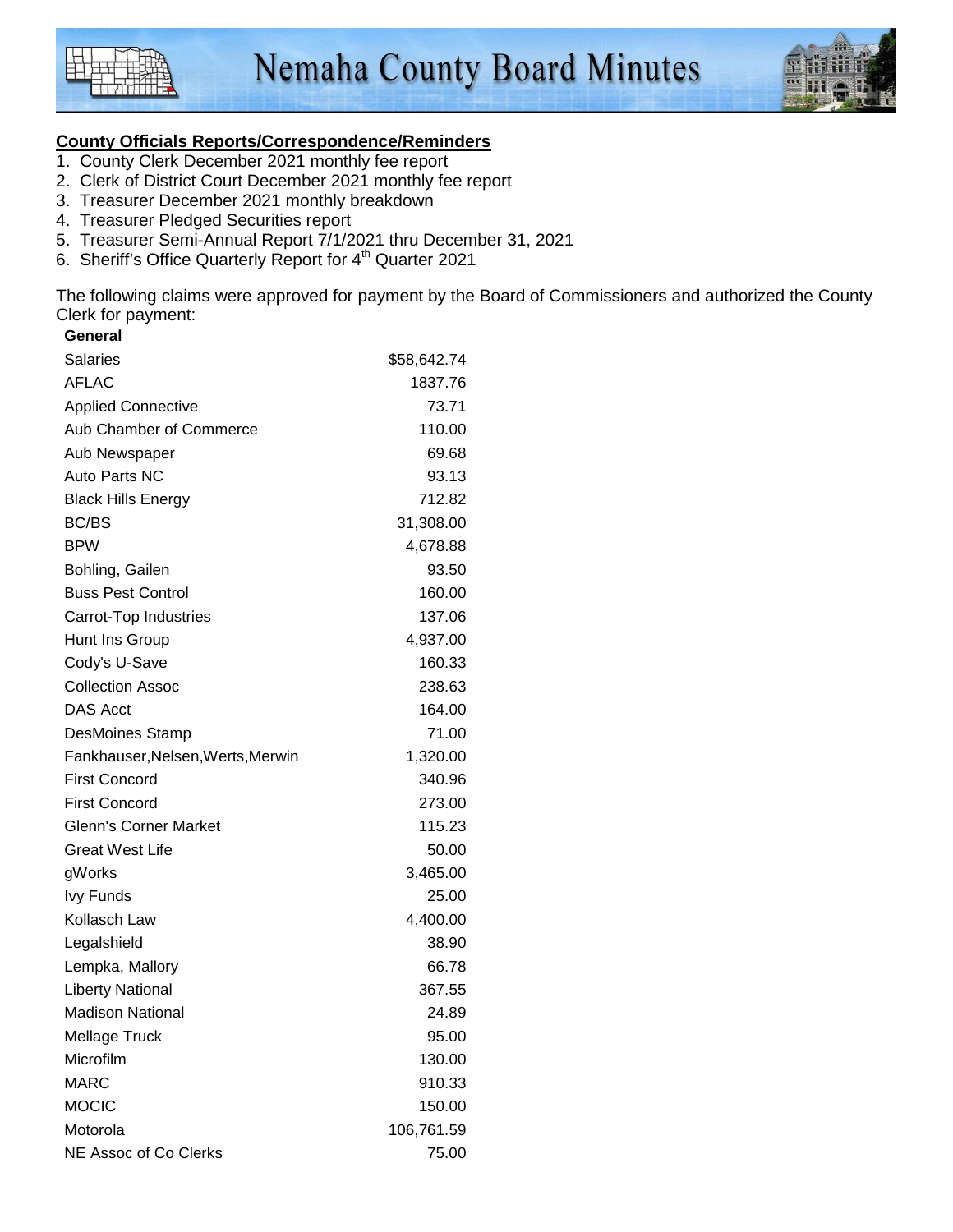## County Officials Reports/Correspondence/Reminders

1. County Clerk December 2021 monthly fee report
2. Clerk of District Court December 2021 monthly fee report
3. Treasurer December 2021 monthly breakdown
4. Treasurer Pledged Securities report
5. Treasurer Semi-Annual Report 7/1/2021 thru December 31, 2021
6. Sheriff's Office Quarterly Report for 4th Quarter 2021

The following claims were approved for payment by the Board of Commissioners and authorized the County Clerk for payment:

| **General** | |
|---|---:|
| Salaries | $58,642.74 |
| AFLAC | 1837.76 |
| Applied Connective | 73.71 |
| Aub Chamber of Commerce | 110.00 |
| Aub Newspaper | 69.68 |
| Auto Parts NC | 93.13 |
| Black Hills Energy | 712.82 |
| BC/BS | 31,308.00 |
| BPW | 4,678.88 |
| Bohling, Gailen | 93.50 |
| Buss Pest Control | 160.00 |
| Carrot-Top Industries | 137.06 |
| Hunt Ins Group | 4,937.00 |
| Cody's U-Save | 160.33 |
| Collection Assoc | 238.63 |
| DAS Acct | 164.00 |
| DesMoines Stamp | 71.00 |
| Fankhauser,Nelsen,Werts,Merwin | 1,320.00 |
| First Concord | 340.96 |
| First Concord | 273.00 |
| Glenn's Corner Market | 115.23 |
| Great West Life | 50.00 |
| gWorks | 3,465.00 |
| Ivy Funds | 25.00 |
| Kollasch Law | 4,400.00 |
| Legalshield | 38.90 |
| Lempka, Mallory | 66.78 |
| Liberty National | 367.55 |
| Madison National | 24.89 |
| Mellage Truck | 95.00 |
| Microfilm | 130.00 |
| MARC | 910.33 |
| MOCIC | 150.00 |
| Motorola | 106,761.59 |
| NE Assoc of Co Clerks | 75.00 |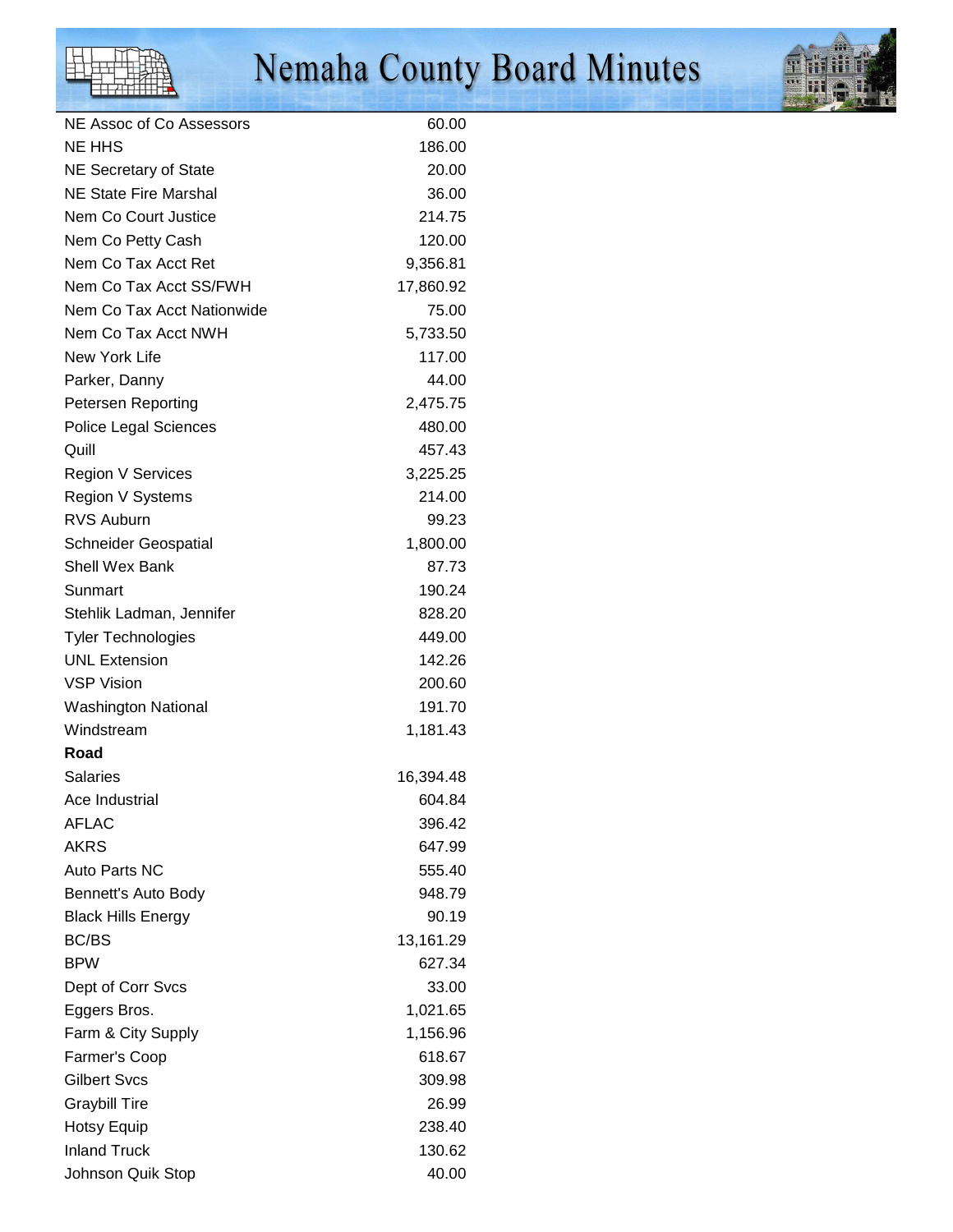| | |
|---|---|
| NE Assoc of Co Assessors | 60.00 |
| NE HHS | 186.00 |
| NE Secretary of State | 20.00 |
| NE State Fire Marshal | 36.00 |
| Nem Co Court Justice | 214.75 |
| Nem Co Petty Cash | 120.00 |
| Nem Co Tax Acct Ret | 9,356.81 |
| Nem Co Tax Acct SS/FWH | 17,860.92 |
| Nem Co Tax Acct Nationwide | 75.00 |
| Nem Co Tax Acct NWH | 5,733.50 |
| New York Life | 117.00 |
| Parker, Danny | 44.00 |
| Petersen Reporting | 2,475.75 |
| Police Legal Sciences | 480.00 |
| Quill | 457.43 |
| Region V Services | 3,225.25 |
| Region V Systems | 214.00 |
| RVS Auburn | 99.23 |
| Schneider Geospatial | 1,800.00 |
| Shell Wex Bank | 87.73 |
| Sunmart | 190.24 |
| Stehlik Ladman, Jennifer | 828.20 |
| Tyler Technologies | 449.00 |
| UNL Extension | 142.26 |
| VSP Vision | 200.60 |
| Washington National | 191.70 |
| Windstream | 1,181.43 |
| **Road** | |
| Salaries | 16,394.48 |
| Ace Industrial | 604.84 |
| AFLAC | 396.42 |
| AKRS | 647.99 |
| Auto Parts NC | 555.40 |
| Bennett's Auto Body | 948.79 |
| Black Hills Energy | 90.19 |
| BC/BS | 13,161.29 |
| BPW | 627.34 |
| Dept of Corr Svcs | 33.00 |
| Eggers Bros. | 1,021.65 |
| Farm & City Supply | 1,156.96 |
| Farmer's Coop | 618.67 |
| Gilbert Svcs | 309.98 |
| Graybill Tire | 26.99 |
| Hotsy Equip | 238.40 |
| Inland Truck | 130.62 |
| Johnson Quik Stop | 40.00 |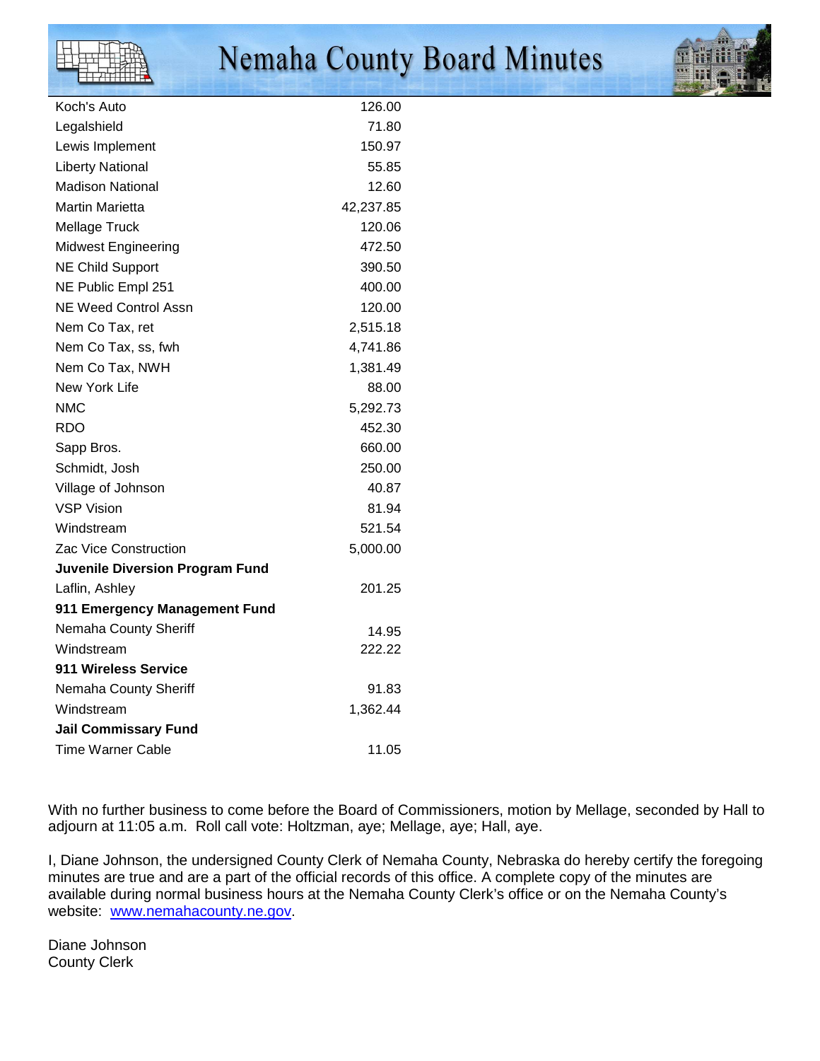| | |
|---|---|
| Koch's Auto | 126.00 |
| Legalshield | 71.80 |
| Lewis Implement | 150.97 |
| Liberty National | 55.85 |
| Madison National | 12.60 |
| Martin Marietta | 42,237.85 |
| Mellage Truck | 120.06 |
| Midwest Engineering | 472.50 |
| NE Child Support | 390.50 |
| NE Public Empl 251 | 400.00 |
| NE Weed Control Assn | 120.00 |
| Nem Co Tax, ret | 2,515.18 |
| Nem Co Tax, ss, fwh | 4,741.86 |
| Nem Co Tax, NWH | 1,381.49 |
| New York Life | 88.00 |
| NMC | 5,292.73 |
| RDO | 452.30 |
| Sapp Bros. | 660.00 |
| Schmidt, Josh | 250.00 |
| Village of Johnson | 40.87 |
| VSP Vision | 81.94 |
| Windstream | 521.54 |
| Zac Vice Construction | 5,000.00 |
| **Juvenile Diversion Program Fund** | |
| Laflin, Ashley | 201.25 |
| **911 Emergency Management Fund** | |
| Nemaha County Sheriff | 14.95 |
| Windstream | 222.22 |
| **911 Wireless Service** | |
| Nemaha County Sheriff | 91.83 |
| Windstream | 1,362.44 |
| **Jail Commissary Fund** | |
| Time Warner Cable | 11.05 |

With no further business to come before the Board of Commissioners, motion by Mellage, seconded by Hall to adjourn at 11:05 a.m. Roll call vote: Holtzman, aye; Mellage, aye; Hall, aye.

I, Diane Johnson, the undersigned County Clerk of Nemaha County, Nebraska do hereby certify the foregoing minutes are true and are a part of the official records of this office. A complete copy of the minutes are available during normal business hours at the Nemaha County Clerk's office or on the Nemaha County's website: [www.nemahacounty.ne.gov](http://www.nemahacounty.ne.gov).

Diane Johnson
County Clerk